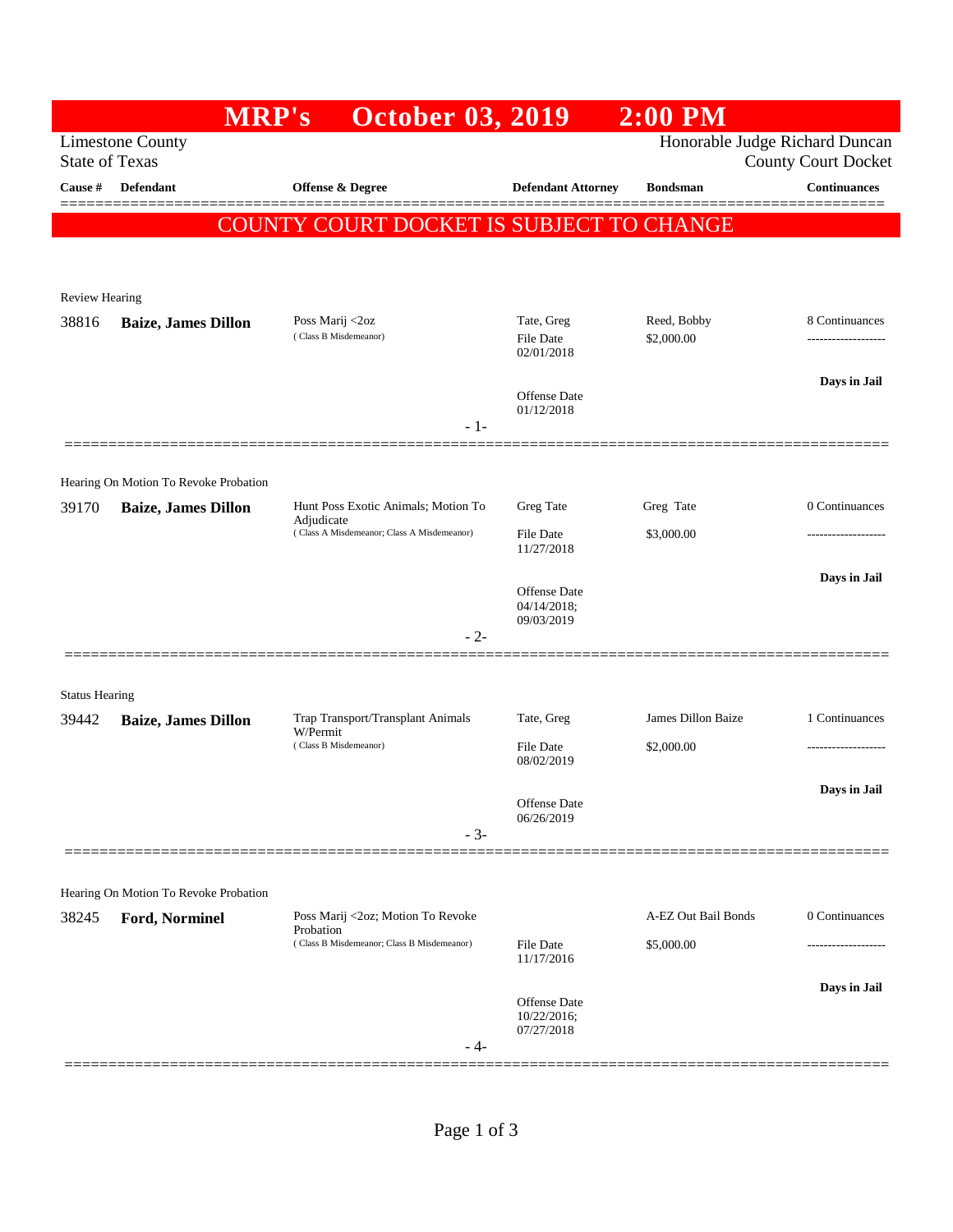# MRP's October 03, 2019 2:00 PM

Limestone County
State of Texas

Honorable Judge Richard Duncan
County Court Docket

**COUNTY COURT DOCKET IS SUBJECT TO CHANGE**

| Cause # | Defendant | Offense & Degree | Defendant Attorney | Bondsman | Continuances |
|---|---|---|---|---|---|
| **Review Hearing** | | | | | |
| 38816 | **Baize, James Dillon** | Poss Marij <2oz (Class B Misdemeanor) | Tate, Greg<br>File Date 02/01/2018<br>Offense Date 01/12/2018 | Reed, Bobby<br>$2,000.00 | 8 Continuances<br>Days in Jail |
| **Hearing On Motion To Revoke Probation** | | | | | |
| 39170 | **Baize, James Dillon** | Hunt Poss Exotic Animals; Motion To Adjudicate (Class A Misdemeanor; Class A Misdemeanor) | Greg Tate<br>File Date 11/27/2018<br>Offense Date 04/14/2018; 09/03/2019 | Greg Tate<br>$3,000.00 | 0 Continuances<br>Days in Jail |
| **Status Hearing** | | | | | |
| 39442 | **Baize, James Dillon** | Trap Transport/Transplant Animals W/Permit (Class B Misdemeanor) | Tate, Greg<br>File Date 08/02/2019<br>Offense Date 06/26/2019 | James Dillon Baize<br>$2,000.00 | 1 Continuances<br>Days in Jail |
| **Hearing On Motion To Revoke Probation** | | | | | |
| 38245 | **Ford, Norminel** | Poss Marij <2oz; Motion To Revoke Probation (Class B Misdemeanor; Class B Misdemeanor) | File Date 11/17/2016<br>Offense Date 10/22/2016; 07/27/2018 | A-EZ Out Bail Bonds<br>$5,000.00 | 0 Continuances<br>Days in Jail |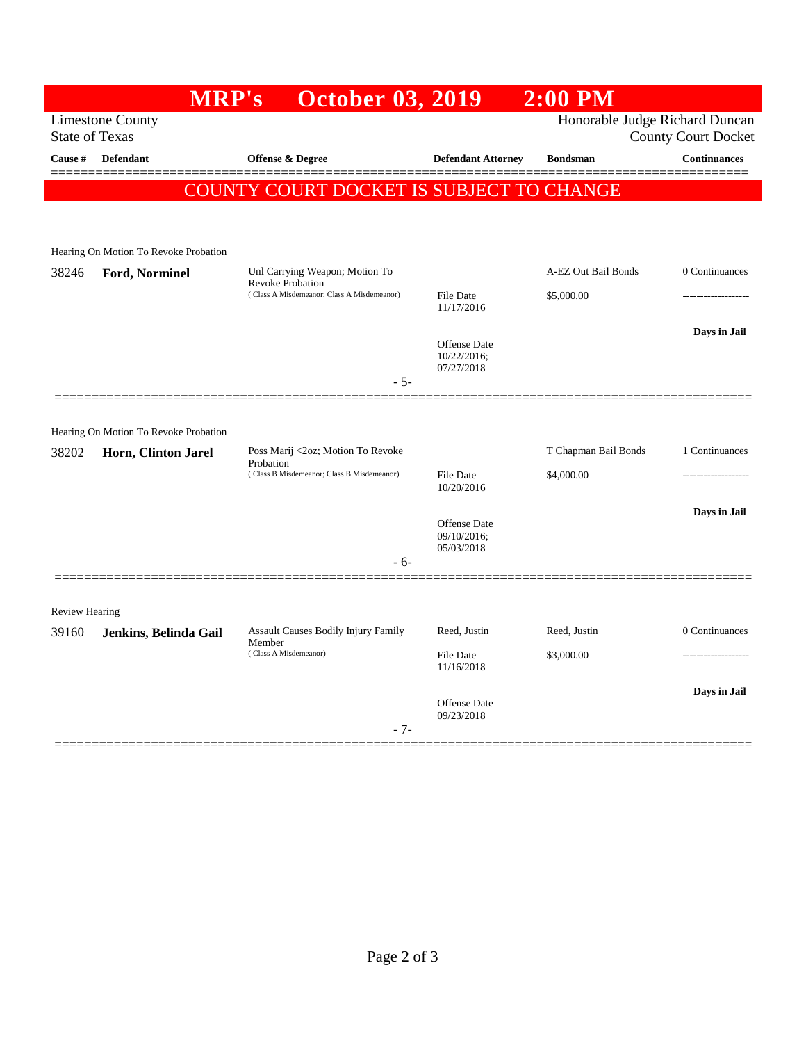# MRP's October 03, 2019 2:00 PM

Limestone County
State of Texas

Honorable Judge Richard Duncan
County Court Docket

**COUNTY COURT DOCKET IS SUBJECT TO CHANGE**

| Cause # | Defendant | Offense & Degree | Defendant Attorney | Bondsman | Continuances |
|---|---|---|---|---|---|
| Hearing On Motion To Revoke Probation | | | | | |
| 38246 | **Ford, Norminel** | Unl Carrying Weapon; Motion To Revoke Probation (Class A Misdemeanor; Class A Misdemeanor) | File Date 11/17/2016; Offense Date 10/22/2016; 07/27/2018 | A-EZ Out Bail Bonds $5,000.00 | 0 Continuances ------------------- **Days in Jail** |
| | | - 5- | | | |
| Hearing On Motion To Revoke Probation | | | | | |
| 38202 | **Horn, Clinton Jarel** | Poss Marij <2oz; Motion To Revoke Probation (Class B Misdemeanor; Class B Misdemeanor) | File Date 10/20/2016; Offense Date 09/10/2016; 05/03/2018 | T Chapman Bail Bonds $4,000.00 | 1 Continuances ------------------- **Days in Jail** |
| | | - 6- | | | |
| Review Hearing | | | | | |
| 39160 | **Jenkins, Belinda Gail** | Assault Causes Bodily Injury Family Member (Class A Misdemeanor) | Reed, Justin; File Date 11/16/2018; Offense Date 09/23/2018 | Reed, Justin $3,000.00 | 0 Continuances ------------------- **Days in Jail** |
| | | - 7- | | | |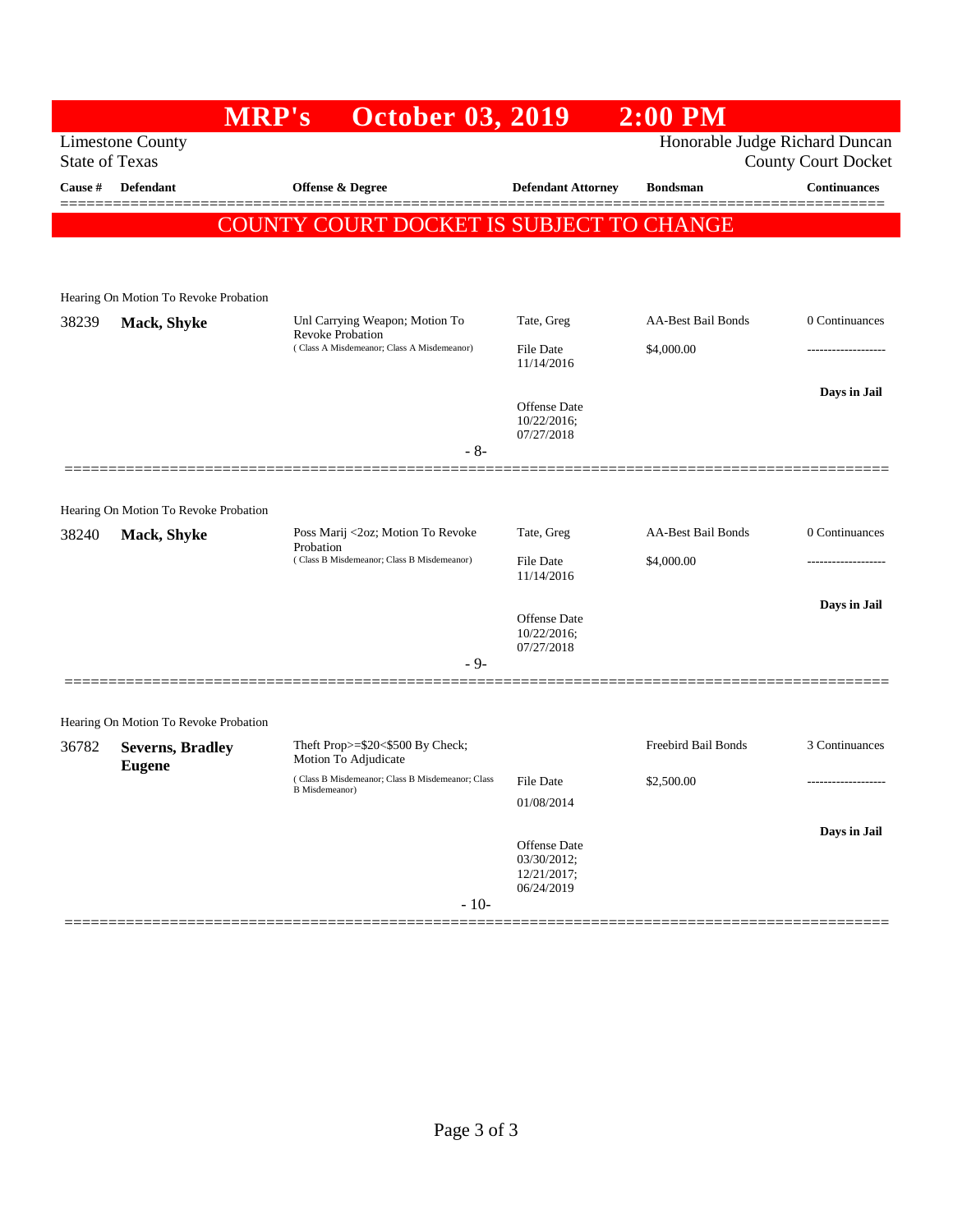# MRP's October 03, 2019 2:00 PM

Limestone County
State of Texas

Honorable Judge Richard Duncan
County Court Docket

| Cause # | Defendant | Offense & Degree | Defendant Attorney | Bondsman | Continuances |
|---|---|---|---|---|---|

## COUNTY COURT DOCKET IS SUBJECT TO CHANGE

Hearing On Motion To Revoke Probation

| Cause # | Defendant | Offense & Degree | Defendant Attorney | Bondsman | Continuances |
|---|---|---|---|---|---|
| 38239 | **Mack, Shyke** | Unl Carrying Weapon; Motion To Revoke Probation ( Class A Misdemeanor; Class A Misdemeanor) | Tate, Greg<br>File Date 11/14/2016<br>Offense Date 10/22/2016; 07/27/2018 | AA-Best Bail Bonds<br>$4,000.00 | 0 Continuances<br>-------------------<br>**Days in Jail** |

- 8-

Hearing On Motion To Revoke Probation

| Cause # | Defendant | Offense & Degree | Defendant Attorney | Bondsman | Continuances |
|---|---|---|---|---|---|
| 38240 | **Mack, Shyke** | Poss Marij <2oz; Motion To Revoke Probation ( Class B Misdemeanor; Class B Misdemeanor) | Tate, Greg<br>File Date 11/14/2016<br>Offense Date 10/22/2016; 07/27/2018 | AA-Best Bail Bonds<br>$4,000.00 | 0 Continuances<br>-------------------<br>**Days in Jail** |

- 9-

Hearing On Motion To Revoke Probation

| Cause # | Defendant | Offense & Degree | Defendant Attorney | Bondsman | Continuances |
|---|---|---|---|---|---|
| 36782 | **Severns, Bradley Eugene** | Theft Prop>=$20<$500 By Check; Motion To Adjudicate ( Class B Misdemeanor; Class B Misdemeanor; Class B Misdemeanor) | File Date 01/08/2014<br>Offense Date 03/30/2012; 12/21/2017; 06/24/2019 | Freebird Bail Bonds<br>$2,500.00 | 3 Continuances<br>-------------------<br>**Days in Jail** |

- 10-